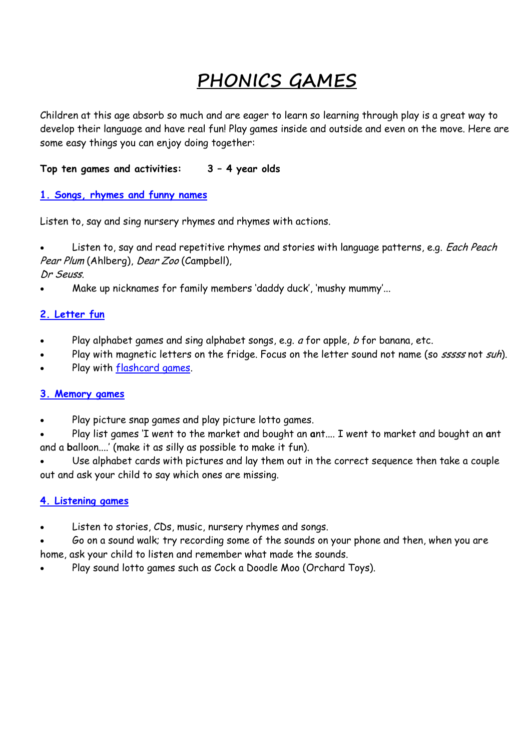// PHONICS GAMES

Children at this age absorb so much and are eager to learn so learning through play is a great way to develop their language and have real fun! Play games inside and outside and even on the move. Here are some easy things you can enjoy doing together:

**Top ten games and activities: 3 – 4 year olds**

## 1. Songs, rhymes and funny names

Listen to, say and sing nursery rhymes and rhymes with actions.

- Listen to, say and read repetitive rhymes and stories with language patterns, e.g. *Each Peach Pear Plum* (Ahlberg), *Dear Zoo* (Campbell), *Dr Seuss*.
- Make up nicknames for family members 'daddy duck', 'mushy mummy'...

## 2. Letter fun

- Play alphabet games and sing alphabet songs, e.g. *a* for apple, *b* for banana, etc.
- Play with magnetic letters on the fridge. Focus on the letter sound not name (so *sssss* not *suh*).
- Play with flashcard games.

## 3. Memory games

- Play picture snap games and play picture lotto games.
- Play list games 'I went to the market and bought an **a**nt.... I went to market and bought an **a**nt and a **b**alloon....' (make it as silly as possible to make it fun).
- Use alphabet cards with pictures and lay them out in the correct sequence then take a couple out and ask your child to say which ones are missing.

## 4. Listening games

- Listen to stories, CDs, music, nursery rhymes and songs.
- Go on a sound walk; try recording some of the sounds on your phone and then, when you are home, ask your child to listen and remember what made the sounds.
- Play sound lotto games such as Cock a Doodle Moo (Orchard Toys).

# PHONICS GAMES

Children at this age absorb so much and are eager to learn so learning through play is a great way to develop their language and have real fun! Play games inside and outside and even on the move. Here are some easy things you can enjoy doing together:

**Top ten games and activities: 3 – 4 year olds**

## 1. Songs, rhymes and funny names

Listen to, say and sing nursery rhymes and rhymes with actions.

- Listen to, say and read repetitive rhymes and stories with language patterns, e.g. *Each Peach Pear Plum* (Ahlberg), *Dear Zoo* (Campbell), *Dr Seuss*.
- Make up nicknames for family members 'daddy duck', 'mushy mummy'...

## 2. Letter fun

- Play alphabet games and sing alphabet songs, e.g. *a* for apple, *b* for banana, etc.
- Play with magnetic letters on the fridge. Focus on the letter sound not name (so *sssss* not *suh*).
- Play with flashcard games.

## 3. Memory games

- Play picture snap games and play picture lotto games.
- Play list games 'I went to the market and bought an **a**nt.... I went to market and bought an **a**nt and a **b**alloon....' (make it as silly as possible to make it fun).
- Use alphabet cards with pictures and lay them out in the correct sequence then take a couple out and ask your child to say which ones are missing.

## 4. Listening games

- Listen to stories, CDs, music, nursery rhymes and songs.
- Go on a sound walk; try recording some of the sounds on your phone and then, when you are home, ask your child to listen and remember what made the sounds.
- Play sound lotto games such as Cock a Doodle Moo (Orchard Toys).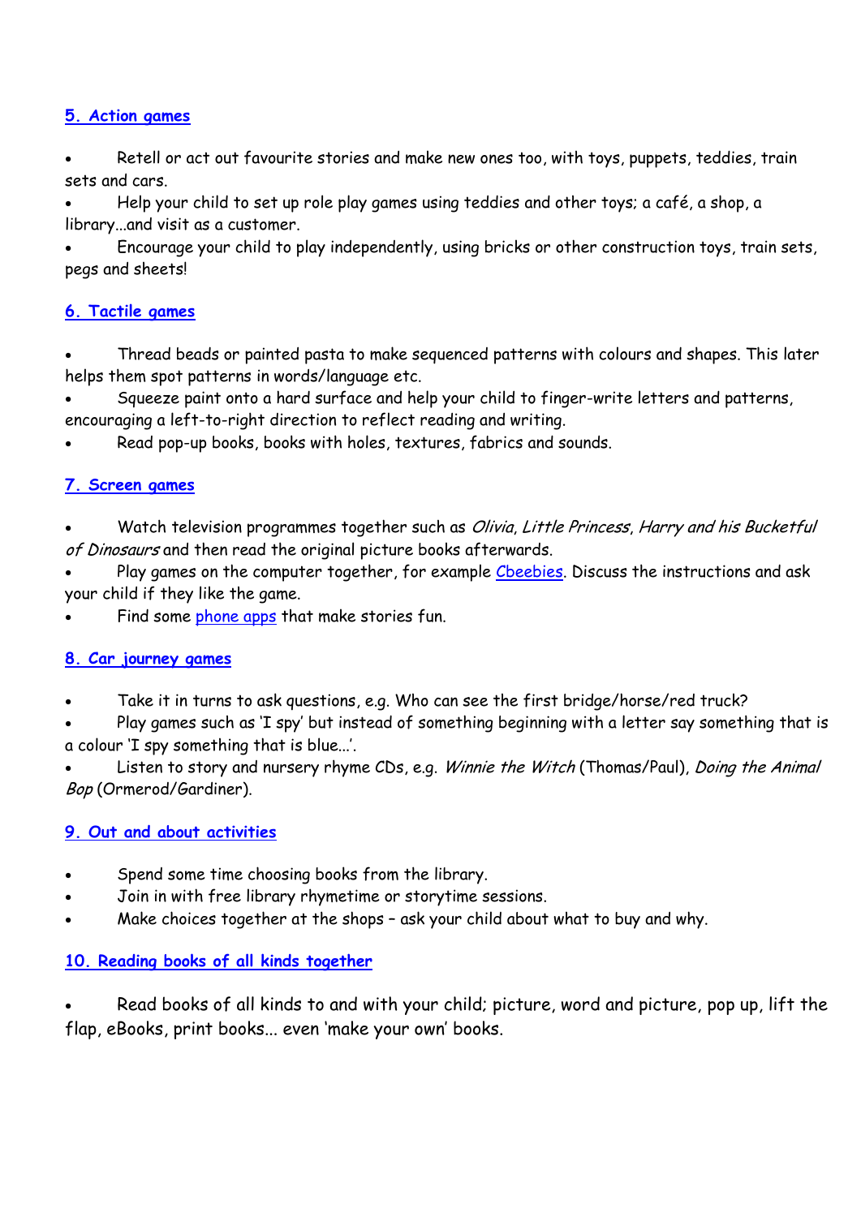## [5. Action games]()

- Retell or act out favourite stories and make new ones too, with toys, puppets, teddies, train sets and cars.
- Help your child to set up role play games using teddies and other toys; a café, a shop, a library...and visit as a customer.
- Encourage your child to play independently, using bricks or other construction toys, train sets, pegs and sheets!

## [6. Tactile games]()

- Thread beads or painted pasta to make sequenced patterns with colours and shapes. This later helps them spot patterns in words/language etc.
- Squeeze paint onto a hard surface and help your child to finger-write letters and patterns, encouraging a left-to-right direction to reflect reading and writing.
- Read pop-up books, books with holes, textures, fabrics and sounds.

## [7. Screen games]()

- Watch television programmes together such as *Olivia*, *Little Princess*, *Harry and his Bucketful of Dinosaurs* and then read the original picture books afterwards.
- Play games on the computer together, for example [Cbeebies](). Discuss the instructions and ask your child if they like the game.
- Find some [phone apps]() that make stories fun.

## [8. Car journey games]()

- Take it in turns to ask questions, e.g. Who can see the first bridge/horse/red truck?
- Play games such as 'I spy' but instead of something beginning with a letter say something that is a colour 'I spy something that is blue...'.
- Listen to story and nursery rhyme CDs, e.g. *Winnie the Witch* (Thomas/Paul), *Doing the Animal Bop* (Ormerod/Gardiner).

## [9. Out and about activities]()

- Spend some time choosing books from the library.
- Join in with free library rhymetime or storytime sessions.
- Make choices together at the shops – ask your child about what to buy and why.

## [10. Reading books of all kinds together]()

- Read books of all kinds to and with your child; picture, word and picture, pop up, lift the flap, eBooks, print books... even 'make your own' books.